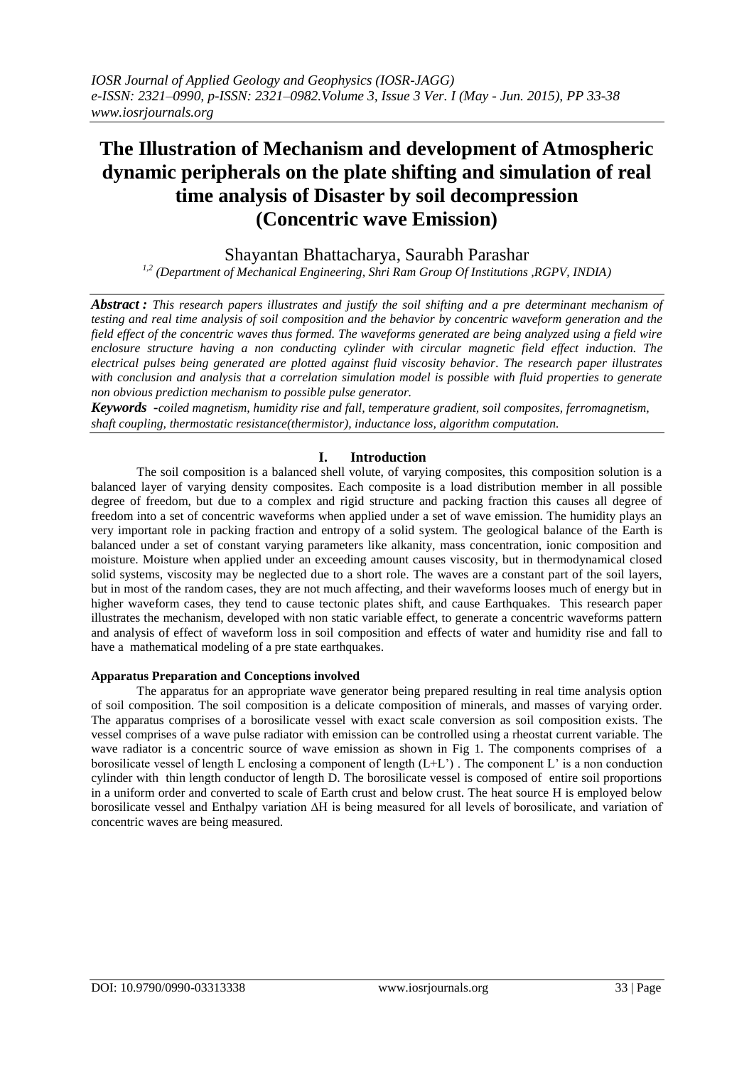# The Illustration of Mechanism and development of Atmospheric dynamic peripherals on the plate shifting and simulation of real time analysis of Disaster by soil decompression (Concentric wave Emission)

Shayantan Bhattacharya, Saurabh Parashar

[1,2] (Department of Mechanical Engineering, Shri Ram Group Of Institutions ,RGPV, INDIA)

***Abstract :*** *This research papers illustrates and justify the soil shifting and a pre determinant mechanism of testing and real time analysis of soil composition and the behavior by concentric waveform generation and the field effect of the concentric waves thus formed. The waveforms generated are being analyzed using a field wire enclosure structure having a non conducting cylinder with circular magnetic field effect induction. The electrical pulses being generated are plotted against fluid viscosity behavior. The research paper illustrates with conclusion and analysis that a correlation simulation model is possible with fluid properties to generate non obvious prediction mechanism to possible pulse generator.*

***Keywords*** *-coiled magnetism, humidity rise and fall, temperature gradient, soil composites, ferromagnetism, shaft coupling, thermostatic resistance(thermistor), inductance loss, algorithm computation.*

## I. Introduction

The soil composition is a balanced shell volute, of varying composites, this composition solution is a balanced layer of varying density composites. Each composite is a load distribution member in all possible degree of freedom, but due to a complex and rigid structure and packing fraction this causes all degree of freedom into a set of concentric waveforms when applied under a set of wave emission. The humidity plays an very important role in packing fraction and entropy of a solid system. The geological balance of the Earth is balanced under a set of constant varying parameters like alkanity, mass concentration, ionic composition and moisture. Moisture when applied under an exceeding amount causes viscosity, but in thermodynamical closed solid systems, viscosity may be neglected due to a short role. The waves are a constant part of the soil layers, but in most of the random cases, they are not much affecting, and their waveforms looses much of energy but in higher waveform cases, they tend to cause tectonic plates shift, and cause Earthquakes. This research paper illustrates the mechanism, developed with non static variable effect, to generate a concentric waveforms pattern and analysis of effect of waveform loss in soil composition and effects of water and humidity rise and fall to have a mathematical modeling of a pre state earthquakes.

**Apparatus Preparation and Conceptions involved**

The apparatus for an appropriate wave generator being prepared resulting in real time analysis option of soil composition. The soil composition is a delicate composition of minerals, and masses of varying order. The apparatus comprises of a borosilicate vessel with exact scale conversion as soil composition exists. The vessel comprises of a wave pulse radiator with emission can be controlled using a rheostat current variable. The wave radiator is a concentric source of wave emission as shown in Fig 1. The components comprises of a borosilicate vessel of length L enclosing a component of length (L+L') . The component L' is a non conduction cylinder with thin length conductor of length D. The borosilicate vessel is composed of entire soil proportions in a uniform order and converted to scale of Earth crust and below crust. The heat source H is employed below borosilicate vessel and Enthalpy variation $\Delta H$ is being measured for all levels of borosilicate, and variation of concentric waves are being measured.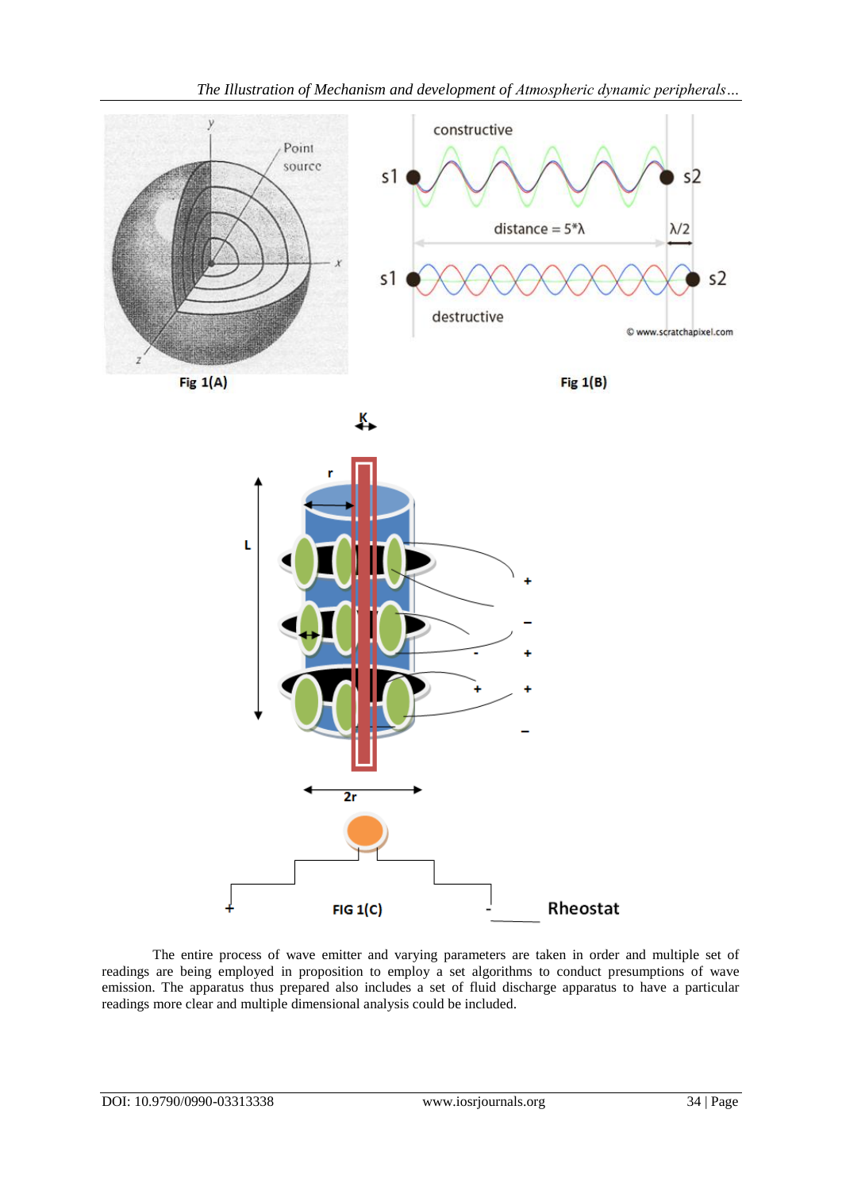Fig 1(A)

Fig 1(B)

FIG 1(C)

The entire process of wave emitter and varying parameters are taken in order and multiple set of readings are being employed in proposition to employ a set algorithms to conduct presumptions of wave emission. The apparatus thus prepared also includes a set of fluid discharge apparatus to have a particular readings more clear and multiple dimensional analysis could be included.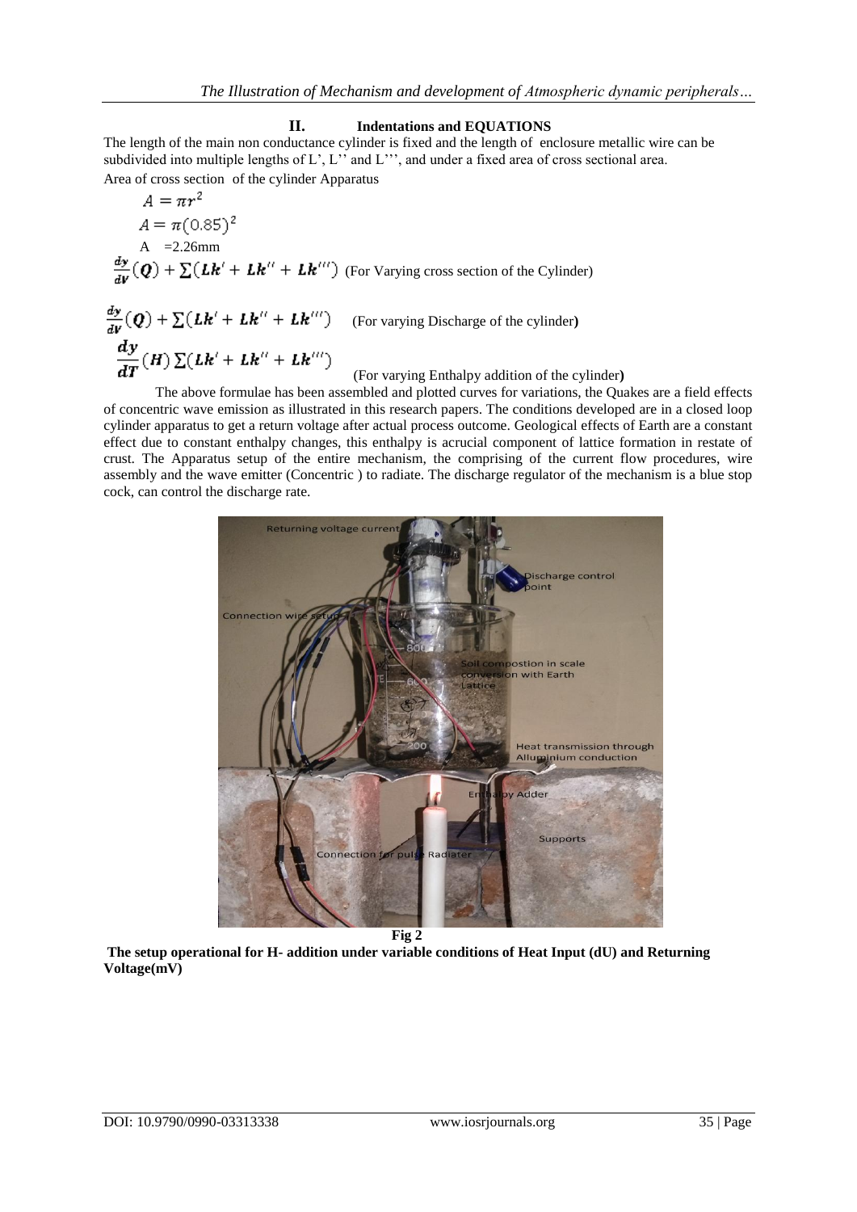## II. Indentations and EQUATIONS

The length of the main non conductance cylinder is fixed and the length of enclosure metallic wire can be subdivided into multiple lengths of L', L'' and L''', and under a fixed area of cross sectional area.

Area of cross section of the cylinder Apparatus

$$A = \pi r^2$$

$$A = \pi(0.85)^2$$

A =2.26mm

$\frac{dy}{dV}(\boldsymbol{Q}) + \sum(\boldsymbol{Lk'} + \boldsymbol{Lk''} + \boldsymbol{Lk'''})$ (For Varying cross section of the Cylinder)

$\frac{dy}{dV}(\boldsymbol{Q}) + \sum(\boldsymbol{Lk'} + \boldsymbol{Lk''} + \boldsymbol{Lk'''})$ (For varying Discharge of the cylinder)

$\frac{dy}{dT}(\boldsymbol{H}) \sum(\boldsymbol{Lk'} + \boldsymbol{Lk''} + \boldsymbol{Lk'''})$ (For varying Enthalpy addition of the cylinder)

The above formulae has been assembled and plotted curves for variations, the Quakes are a field effects of concentric wave emission as illustrated in this research papers. The conditions developed are in a closed loop cylinder apparatus to get a return voltage after actual process outcome. Geological effects of Earth are a constant effect due to constant enthalpy changes, this enthalpy is acrucial component of lattice formation in restate of crust. The Apparatus setup of the entire mechanism, the comprising of the current flow procedures, wire assembly and the wave emitter (Concentric ) to radiate. The discharge regulator of the mechanism is a blue stop cock, can control the discharge rate.

**Fig 2**

**The setup operational for H- addition under variable conditions of Heat Input (dU) and Returning Voltage(mV)**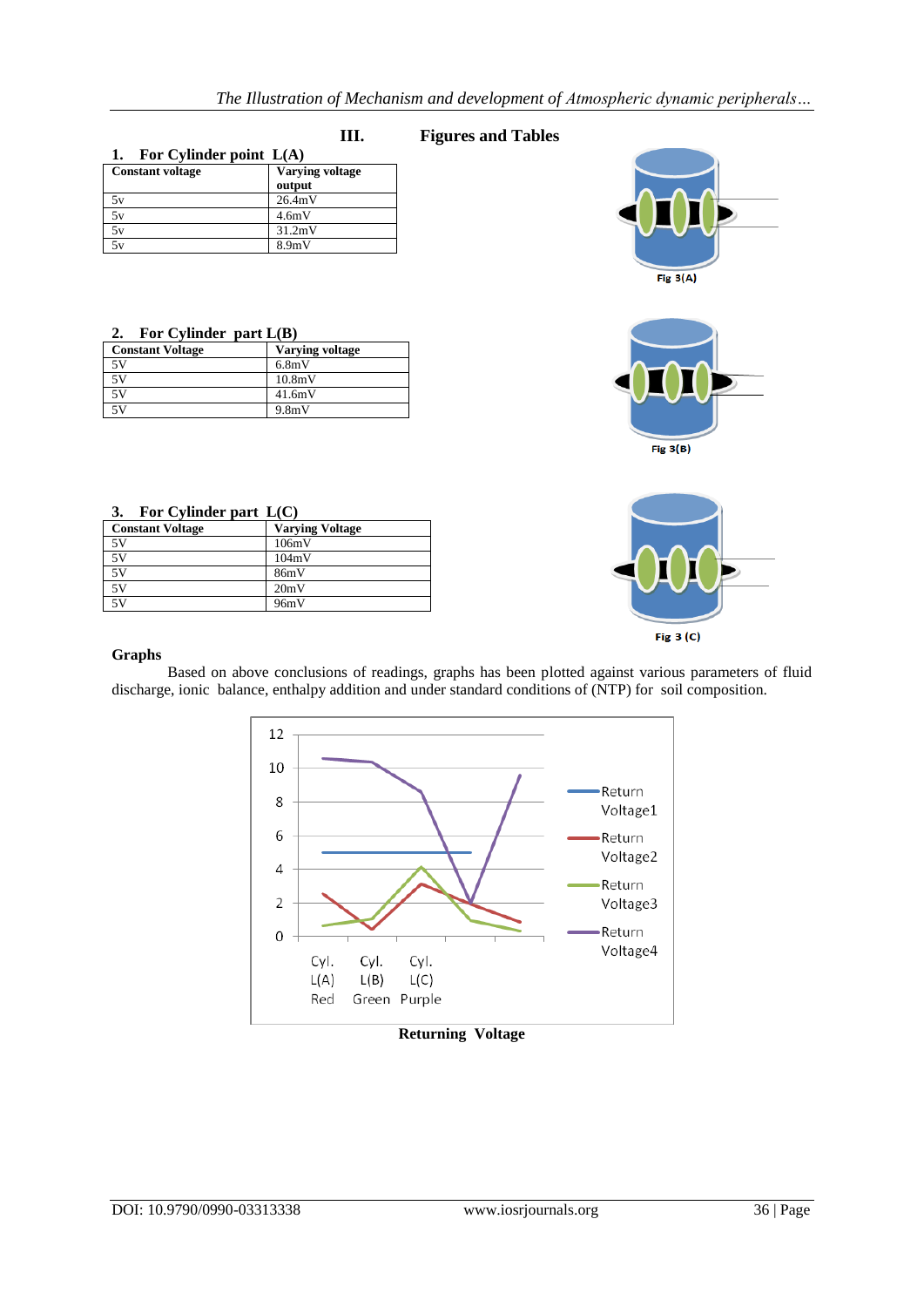## III. Figures and Tables

**1. For Cylinder point L(A)**

| Constant voltage | Varying voltage output |
|---|---|
| 5v | 26.4mV |
| 5v | 4.6mV |
| 5v | 31.2mV |
| 5v | 8.9mV |

Fig 3(A)

**2. For Cylinder part L(B)**

| Constant Voltage | Varying voltage |
|---|---|
| 5V | 6.8mV |
| 5V | 10.8mV |
| 5V | 41.6mV |
| 5V | 9.8mV |

Fig 3(B)

**3. For Cylinder part L(C)**

| Constant Voltage | Varying Voltage |
|---|---|
| 5V | 106mV |
| 5V | 104mV |
| 5V | 86mV |
| 5V | 20mV |
| 5V | 96mV |

Fig 3 (C)

**Graphs**

Based on above conclusions of readings, graphs has been plotted against various parameters of fluid discharge, ionic balance, enthalpy addition and under standard conditions of (NTP) for soil composition.

**Returning Voltage**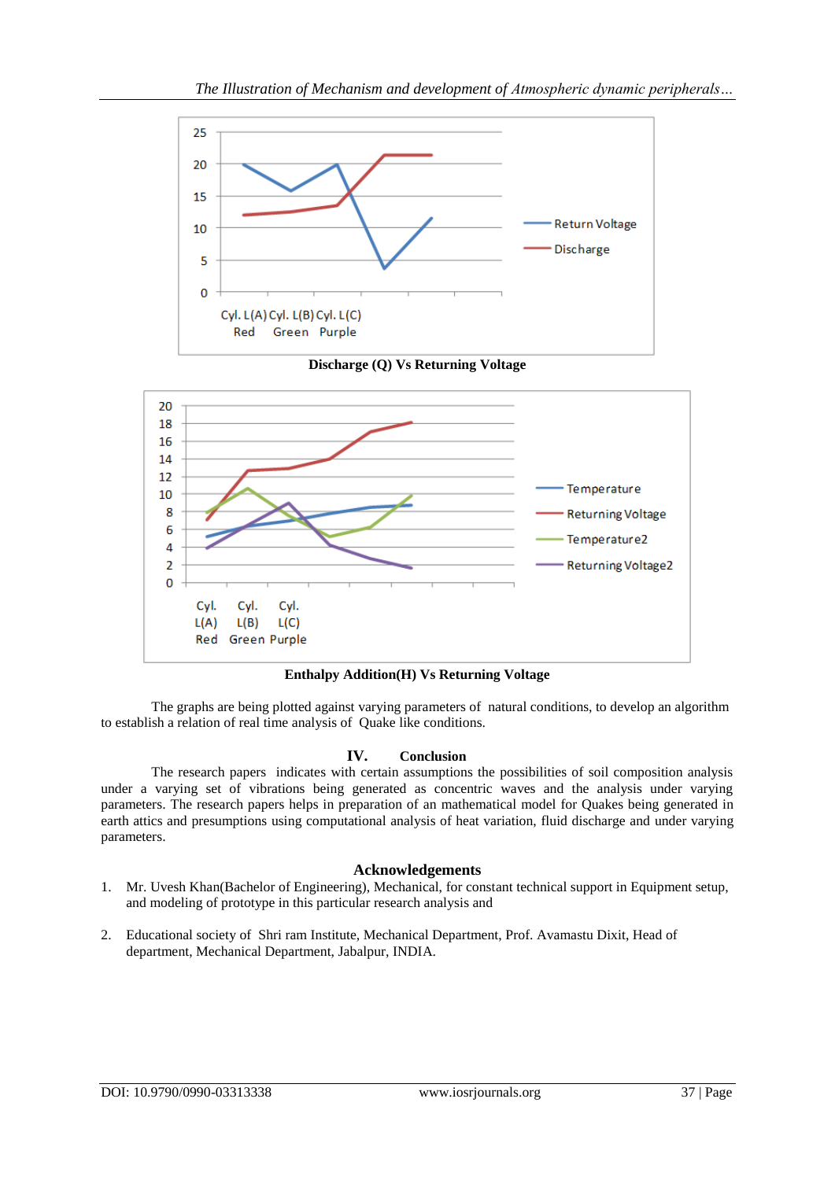Discharge (Q) Vs Returning Voltage

Enthalpy Addition(H) Vs Returning Voltage

The graphs are being plotted against varying parameters of natural conditions, to develop an algorithm to establish a relation of real time analysis of Quake like conditions.

## IV. Conclusion

The research papers indicates with certain assumptions the possibilities of soil composition analysis under a varying set of vibrations being generated as concentric waves and the analysis under varying parameters. The research papers helps in preparation of an mathematical model for Quakes being generated in earth attics and presumptions using computational analysis of heat variation, fluid discharge and under varying parameters.

## Acknowledgements

1. Mr. Uvesh Khan(Bachelor of Engineering), Mechanical, for constant technical support in Equipment setup, and modeling of prototype in this particular research analysis and
2. Educational society of Shri ram Institute, Mechanical Department, Prof. Avamastu Dixit, Head of department, Mechanical Department, Jabalpur, INDIA.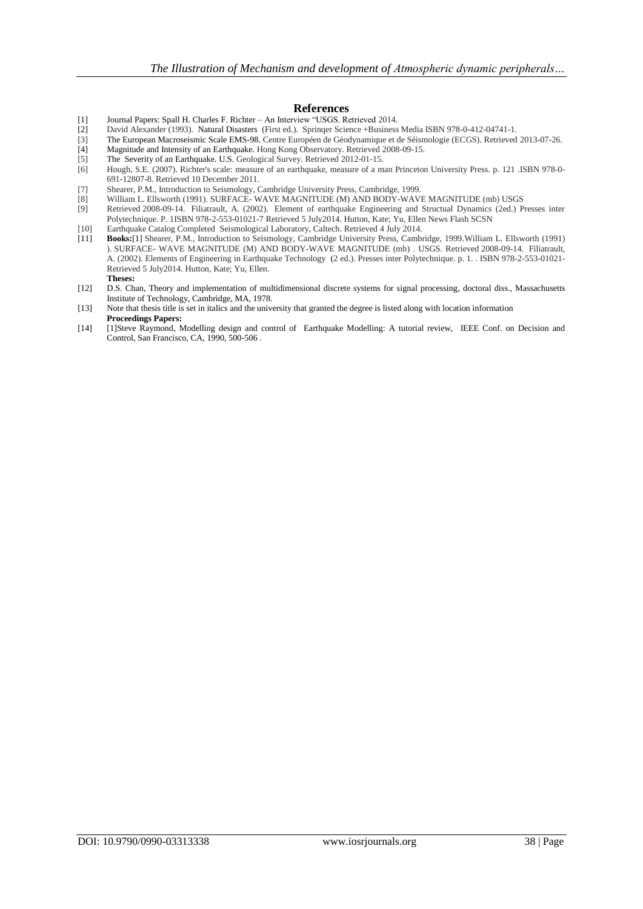## References

[1] Journal Papers: Spall H. Charles F. Richter – An Interview "USGS. Retrieved 2014.

[2] David Alexander (1993). Natural Disasters (First ed.). Springer Science +Business Media ISBN 978-0-412-04741-1.

[3] The European Macroseismic Scale EMS-98. Centre Européen de Géodynamique et de Séismologie (ECGS). Retrieved 2013-07-26.

[4] Magnitude and Intensity of an Earthquake. Hong Kong Observatory. Retrieved 2008-09-15.

[5] The Severity of an Earthquake. U.S. Geological Survey. Retrieved 2012-01-15.

[6] Hough, S.E. (2007). Richter's scale: measure of an earthquake, measure of a man Princeton University Press. p. 121 .ISBN 978-0-691-12807-8. Retrieved 10 December 2011.

[7] Shearer, P.M., Introduction to Seismology, Cambridge University Press, Cambridge, 1999.

[8] William L. Ellsworth (1991). SURFACE- WAVE MAGNITUDE (M) AND BODY-WAVE MAGNITUDE (mb) USGS

[9] Retrieved 2008-09-14. Filiatrault, A. (2002). Element of earthquake Engineering and Structual Dynamics (2ed.) Presses inter Polytechnique. P. 1ISBN 978-2-553-01021-7 Retrieved 5 July2014. Hutton, Kate; Yu, Ellen News Flash SCSN

[10] Earthquake Catalog Completed Seismological Laboratory, Caltech. Retrieved 4 July 2014.

[11] **Books:**[1] Shearer, P.M., Introduction to Seismology, Cambridge University Press, Cambridge, 1999.William L. Ellsworth (1991) ). SURFACE- WAVE MAGNITUDE (M) AND BODY-WAVE MAGNITUDE (mb) . USGS. Retrieved 2008-09-14. Filiatrault, A. (2002). Elements of Engineering in Earthquake Technology (2 ed.). Presses inter Polytechnique. p. 1. . ISBN 978-2-553-01021- Retrieved 5 July2014. Hutton, Kate; Yu, Ellen.

**Theses:**

[12] D.S. Chan, Theory and implementation of multidimensional discrete systems for signal processing, doctoral diss., Massachusetts Institute of Technology, Cambridge, MA, 1978.

[13] Note that thesis title is set in italics and the university that granted the degree is listed along with location information

**Proceedings Papers:**

[14] [1]Steve Raymond, Modelling design and control of Earthquake Modelling: A tutorial review, IEEE Conf. on Decision and Control, San Francisco, CA, 1990, 500-506 .